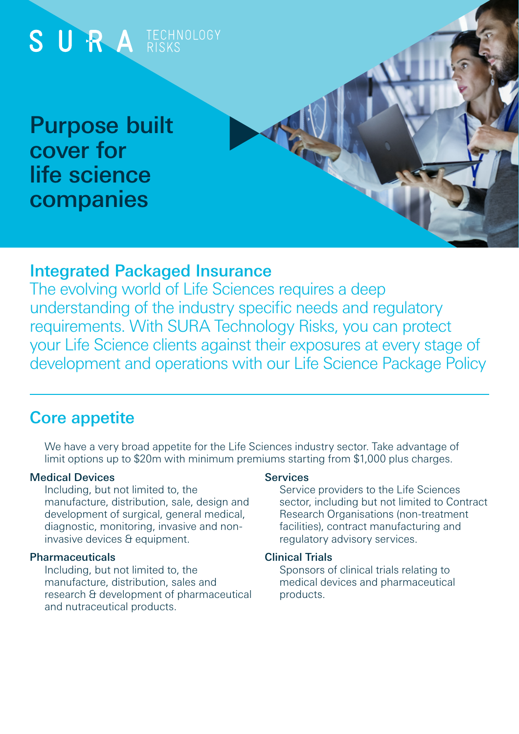SURA TECHNOLOGY RISKS

# Purpose built cover for life science companies

## Integrated Packaged Insurance

The evolving world of Life Sciences requires a deep understanding of the industry specific needs and regulatory requirements. With SURA Technology Risks, you can protect your Life Science clients against their exposures at every stage of development and operations with our Life Science Package Policy

## Core appetite

We have a very broad appetite for the Life Sciences industry sector. Take advantage of limit options up to $20m with minimum premiums starting from $1,000 plus charges.

### Medical Devices

Including, but not limited to, the manufacture, distribution, sale, design and development of surgical, general medical, diagnostic, monitoring, invasive and non-invasive devices & equipment.

### Pharmaceuticals

Including, but not limited to, the manufacture, distribution, sales and research & development of pharmaceutical and nutraceutical products.

### Services

Service providers to the Life Sciences sector, including but not limited to Contract Research Organisations (non-treatment facilities), contract manufacturing and regulatory advisory services.

### Clinical Trials

Sponsors of clinical trials relating to medical devices and pharmaceutical products.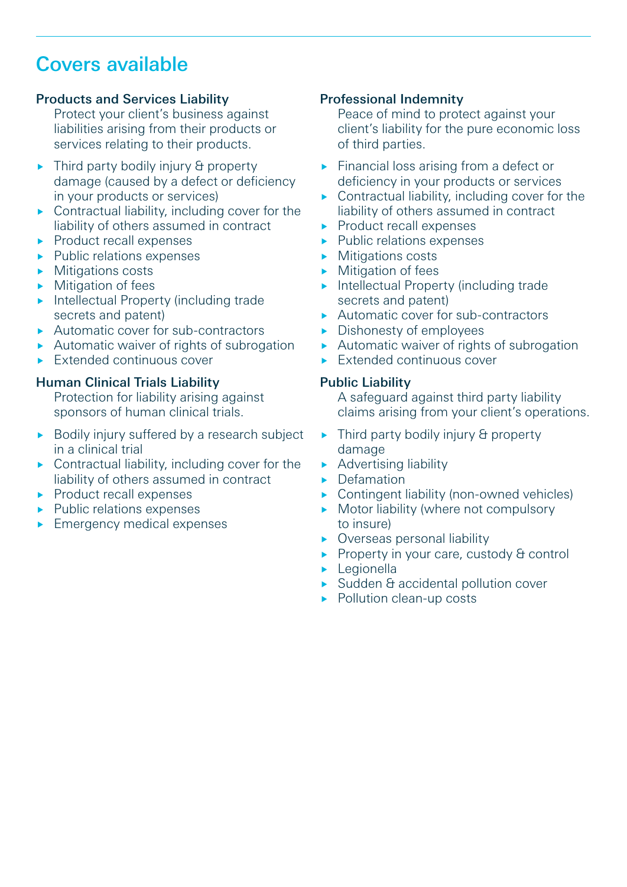## Covers available

### Products and Services Liability

Protect your client's business against liabilities arising from their products or services relating to their products.

- Third party bodily injury & property damage (caused by a defect or deficiency in your products or services)
- Contractual liability, including cover for the liability of others assumed in contract
- Product recall expenses
- Public relations expenses
- Mitigations costs
- Mitigation of fees
- Intellectual Property (including trade secrets and patent)
- Automatic cover for sub-contractors
- Automatic waiver of rights of subrogation
- Extended continuous cover

### Human Clinical Trials Liability

Protection for liability arising against sponsors of human clinical trials.

- Bodily injury suffered by a research subject in a clinical trial
- Contractual liability, including cover for the liability of others assumed in contract
- Product recall expenses
- Public relations expenses
- Emergency medical expenses

### Professional Indemnity

Peace of mind to protect against your client's liability for the pure economic loss of third parties.

- Financial loss arising from a defect or deficiency in your products or services
- Contractual liability, including cover for the liability of others assumed in contract
- Product recall expenses
- Public relations expenses
- Mitigations costs
- Mitigation of fees
- Intellectual Property (including trade secrets and patent)
- Automatic cover for sub-contractors
- Dishonesty of employees
- Automatic waiver of rights of subrogation
- Extended continuous cover

### Public Liability

A safeguard against third party liability claims arising from your client's operations.

- Third party bodily injury & property damage
- Advertising liability
- Defamation
- Contingent liability (non-owned vehicles)
- Motor liability (where not compulsory to insure)
- Overseas personal liability
- Property in your care, custody & control
- Legionella
- Sudden & accidental pollution cover
- Pollution clean-up costs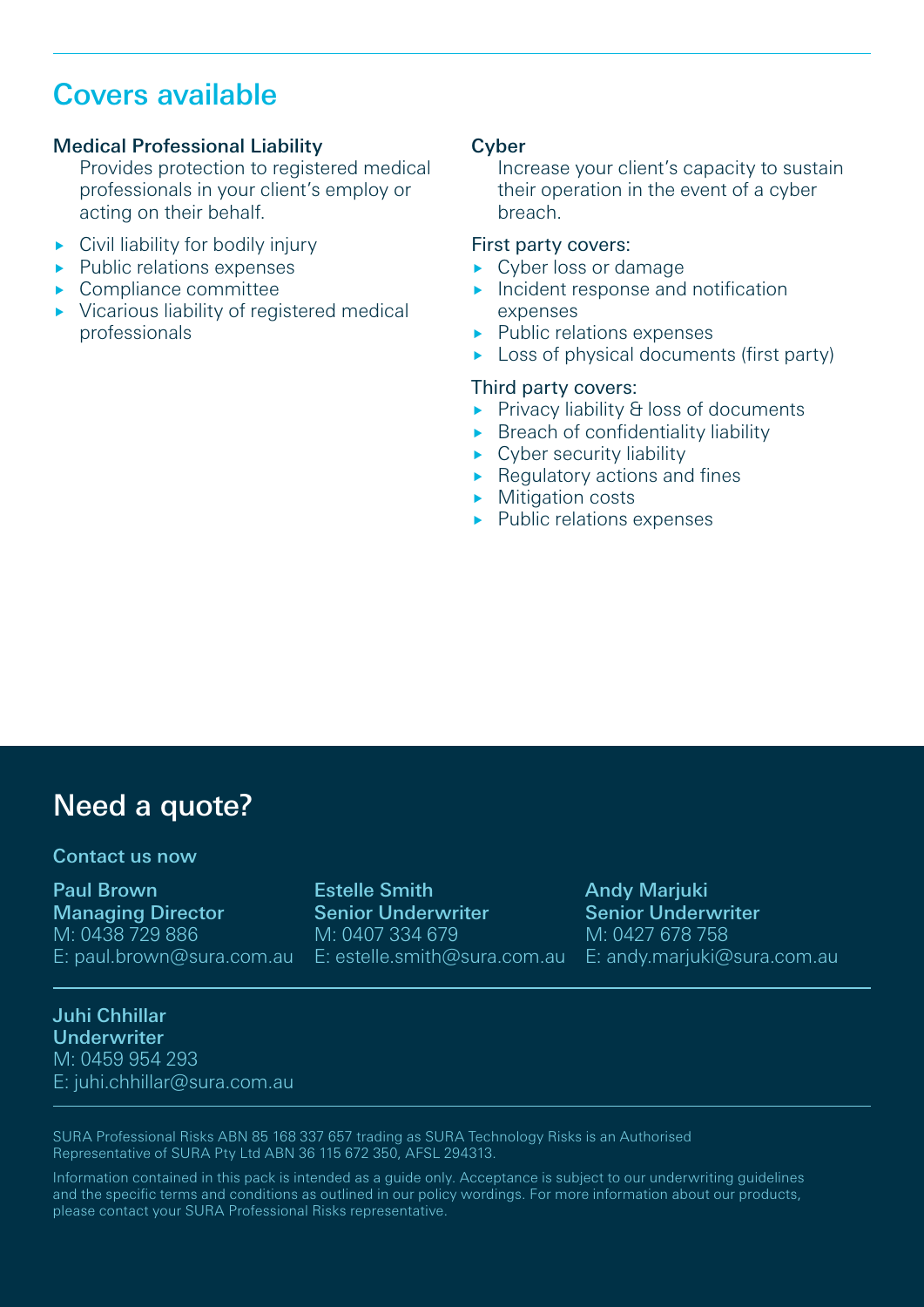## Covers available

### Medical Professional Liability

Provides protection to registered medical professionals in your client's employ or acting on their behalf.

- Civil liability for bodily injury
- Public relations expenses
- Compliance committee
- Vicarious liability of registered medical professionals

### Cyber

Increase your client's capacity to sustain their operation in the event of a cyber breach.

First party covers:

- Cyber loss or damage
- Incident response and notification expenses
- Public relations expenses
- Loss of physical documents (first party)

Third party covers:

- Privacy liability & loss of documents
- Breach of confidentiality liability
- Cyber security liability
- Regulatory actions and fines
- Mitigation costs
- Public relations expenses

## Need a quote?

### Contact us now

**Paul Brown**
**Managing Director**
M: 0438 729 886
E: paul.brown@sura.com.au

**Estelle Smith**
**Senior Underwriter**
M: 0407 334 679
E: estelle.smith@sura.com.au

**Andy Marjuki**
**Senior Underwriter**
M: 0427 678 758
E: andy.marjuki@sura.com.au

**Juhi Chhillar**
**Underwriter**
M: 0459 954 293
E: juhi.chhillar@sura.com.au

SURA Professional Risks ABN 85 168 337 657 trading as SURA Technology Risks is an Authorised Representative of SURA Pty Ltd ABN 36 115 672 350, AFSL 294313.

Information contained in this pack is intended as a guide only. Acceptance is subject to our underwriting guidelines and the specific terms and conditions as outlined in our policy wordings. For more information about our products, please contact your SURA Professional Risks representative.